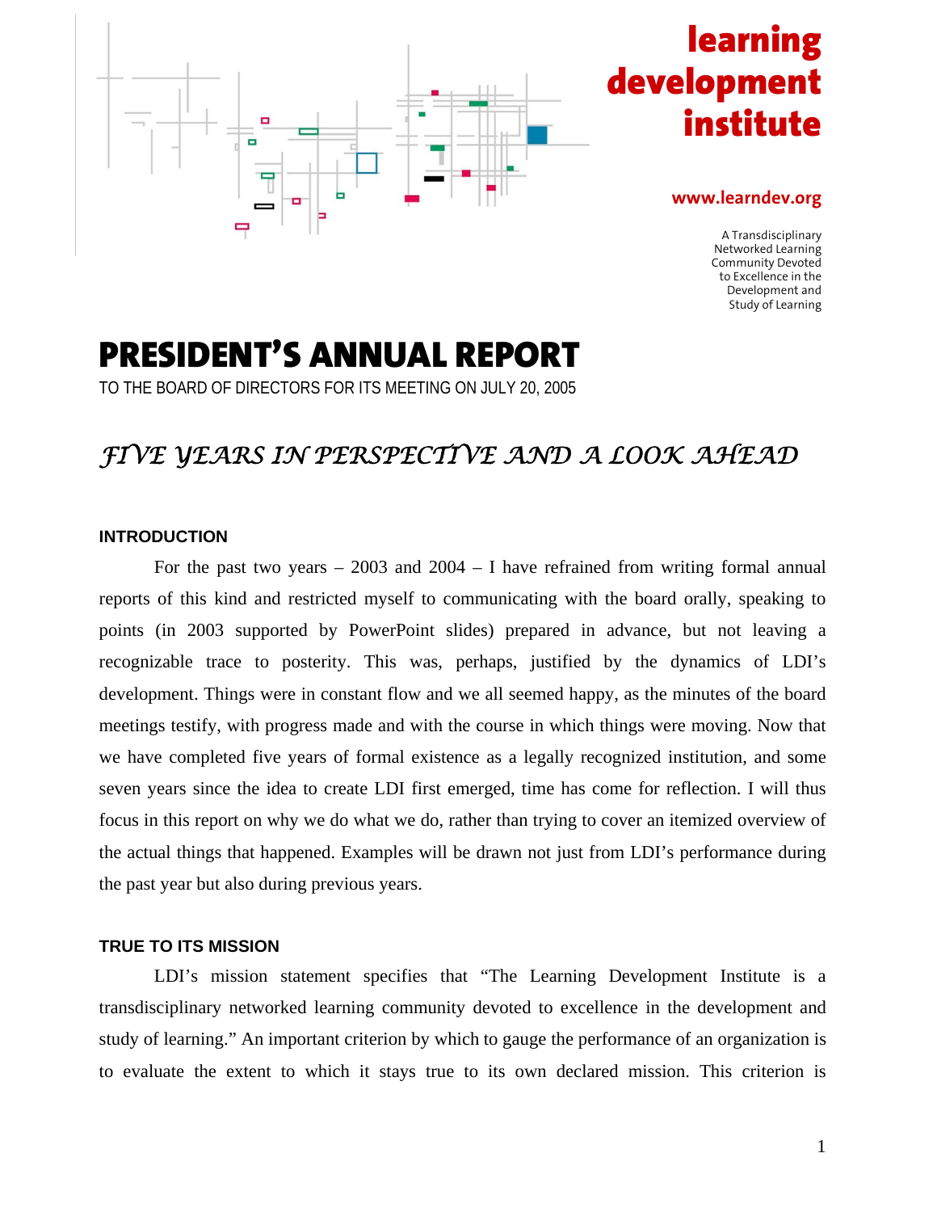**learning development institute**

**www.learndev.org**

A Transdisciplinary Networked Learning Community Devoted to Excellence in the Development and Study of Learning

# PRESIDENT'S ANNUAL REPORT

TO THE BOARD OF DIRECTORS FOR ITS MEETING ON JULY 20, 2005

## *FIVE YEARS IN PERSPECTIVE AND A LOOK AHEAD*

### INTRODUCTION

For the past two years – 2003 and 2004 – I have refrained from writing formal annual reports of this kind and restricted myself to communicating with the board orally, speaking to points (in 2003 supported by PowerPoint slides) prepared in advance, but not leaving a recognizable trace to posterity. This was, perhaps, justified by the dynamics of LDI's development. Things were in constant flow and we all seemed happy, as the minutes of the board meetings testify, with progress made and with the course in which things were moving. Now that we have completed five years of formal existence as a legally recognized institution, and some seven years since the idea to create LDI first emerged, time has come for reflection. I will thus focus in this report on why we do what we do, rather than trying to cover an itemized overview of the actual things that happened. Examples will be drawn not just from LDI's performance during the past year but also during previous years.

### TRUE TO ITS MISSION

LDI's mission statement specifies that "The Learning Development Institute is a transdisciplinary networked learning community devoted to excellence in the development and study of learning." An important criterion by which to gauge the performance of an organization is to evaluate the extent to which it stays true to its own declared mission. This criterion is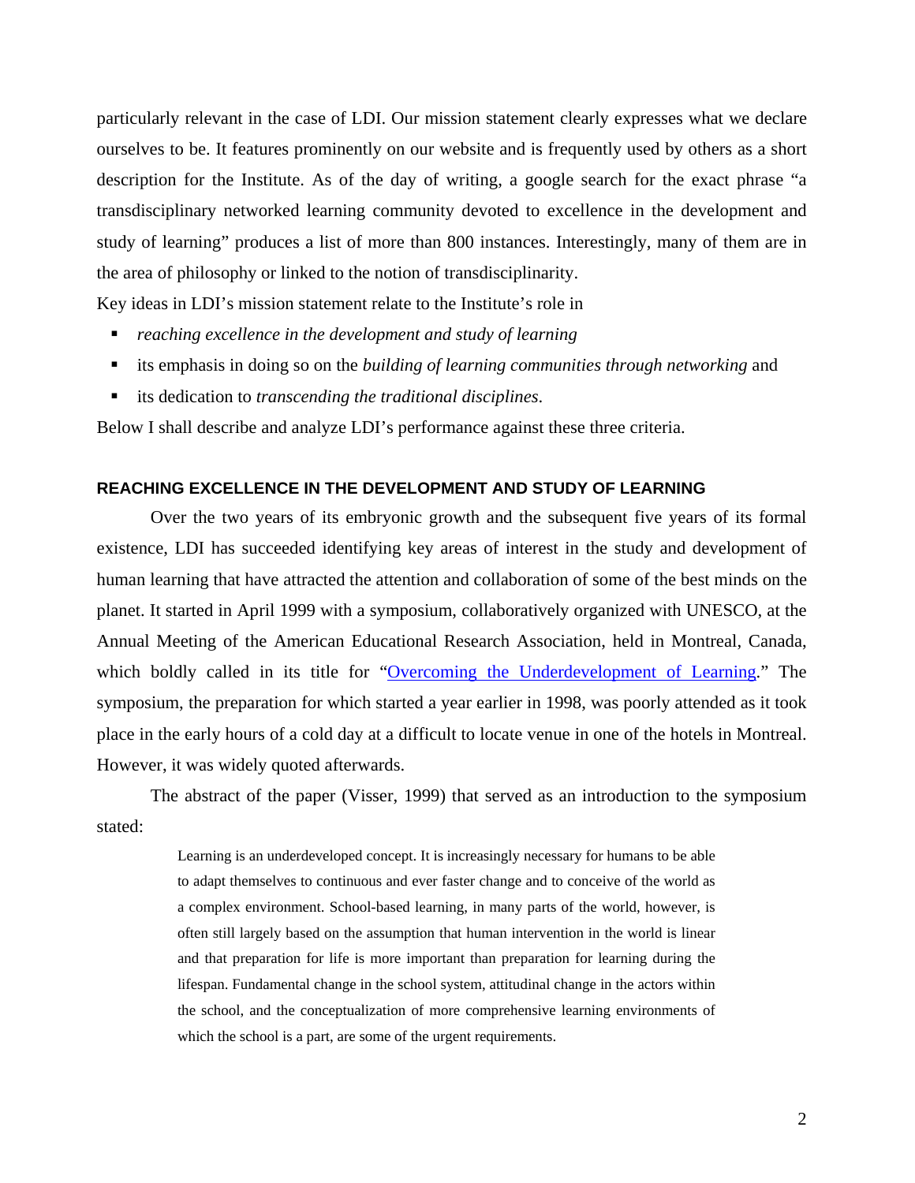particularly relevant in the case of LDI. Our mission statement clearly expresses what we declare ourselves to be. It features prominently on our website and is frequently used by others as a short description for the Institute. As of the day of writing, a google search for the exact phrase "a transdisciplinary networked learning community devoted to excellence in the development and study of learning" produces a list of more than 800 instances. Interestingly, many of them are in the area of philosophy or linked to the notion of transdisciplinarity.

Key ideas in LDI's mission statement relate to the Institute's role in

- *reaching excellence in the development and study of learning*
- its emphasis in doing so on the *building of learning communities through networking* and
- its dedication to *transcending the traditional disciplines*.

Below I shall describe and analyze LDI's performance against these three criteria.

## REACHING EXCELLENCE IN THE DEVELOPMENT AND STUDY OF LEARNING

Over the two years of its embryonic growth and the subsequent five years of its formal existence, LDI has succeeded identifying key areas of interest in the study and development of human learning that have attracted the attention and collaboration of some of the best minds on the planet. It started in April 1999 with a symposium, collaboratively organized with UNESCO, at the Annual Meeting of the American Educational Research Association, held in Montreal, Canada, which boldly called in its title for "Overcoming the Underdevelopment of Learning." The symposium, the preparation for which started a year earlier in 1998, was poorly attended as it took place in the early hours of a cold day at a difficult to locate venue in one of the hotels in Montreal. However, it was widely quoted afterwards.

The abstract of the paper (Visser, 1999) that served as an introduction to the symposium stated:

> Learning is an underdeveloped concept. It is increasingly necessary for humans to be able to adapt themselves to continuous and ever faster change and to conceive of the world as a complex environment. School-based learning, in many parts of the world, however, is often still largely based on the assumption that human intervention in the world is linear and that preparation for life is more important than preparation for learning during the lifespan. Fundamental change in the school system, attitudinal change in the actors within the school, and the conceptualization of more comprehensive learning environments of which the school is a part, are some of the urgent requirements.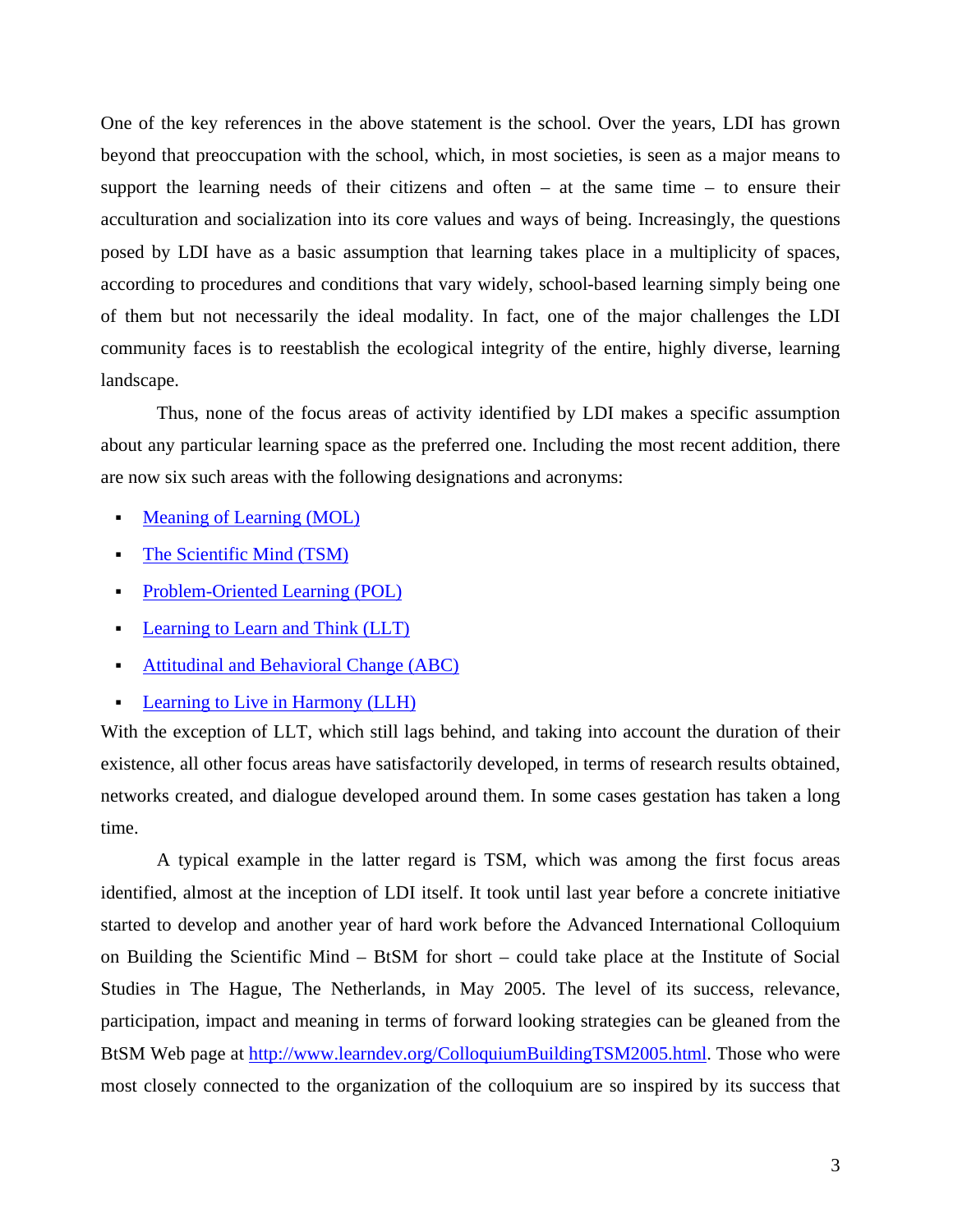One of the key references in the above statement is the school. Over the years, LDI has grown beyond that preoccupation with the school, which, in most societies, is seen as a major means to support the learning needs of their citizens and often – at the same time – to ensure their acculturation and socialization into its core values and ways of being. Increasingly, the questions posed by LDI have as a basic assumption that learning takes place in a multiplicity of spaces, according to procedures and conditions that vary widely, school-based learning simply being one of them but not necessarily the ideal modality. In fact, one of the major challenges the LDI community faces is to reestablish the ecological integrity of the entire, highly diverse, learning landscape.

Thus, none of the focus areas of activity identified by LDI makes a specific assumption about any particular learning space as the preferred one. Including the most recent addition, there are now six such areas with the following designations and acronyms:

- Meaning of Learning (MOL)
- The Scientific Mind (TSM)
- Problem-Oriented Learning (POL)
- Learning to Learn and Think (LLT)
- Attitudinal and Behavioral Change (ABC)
- Learning to Live in Harmony (LLH)

With the exception of LLT, which still lags behind, and taking into account the duration of their existence, all other focus areas have satisfactorily developed, in terms of research results obtained, networks created, and dialogue developed around them. In some cases gestation has taken a long time.

A typical example in the latter regard is TSM, which was among the first focus areas identified, almost at the inception of LDI itself. It took until last year before a concrete initiative started to develop and another year of hard work before the Advanced International Colloquium on Building the Scientific Mind – BtSM for short – could take place at the Institute of Social Studies in The Hague, The Netherlands, in May 2005. The level of its success, relevance, participation, impact and meaning in terms of forward looking strategies can be gleaned from the BtSM Web page at http://www.learndev.org/ColloquiumBuildingTSM2005.html. Those who were most closely connected to the organization of the colloquium are so inspired by its success that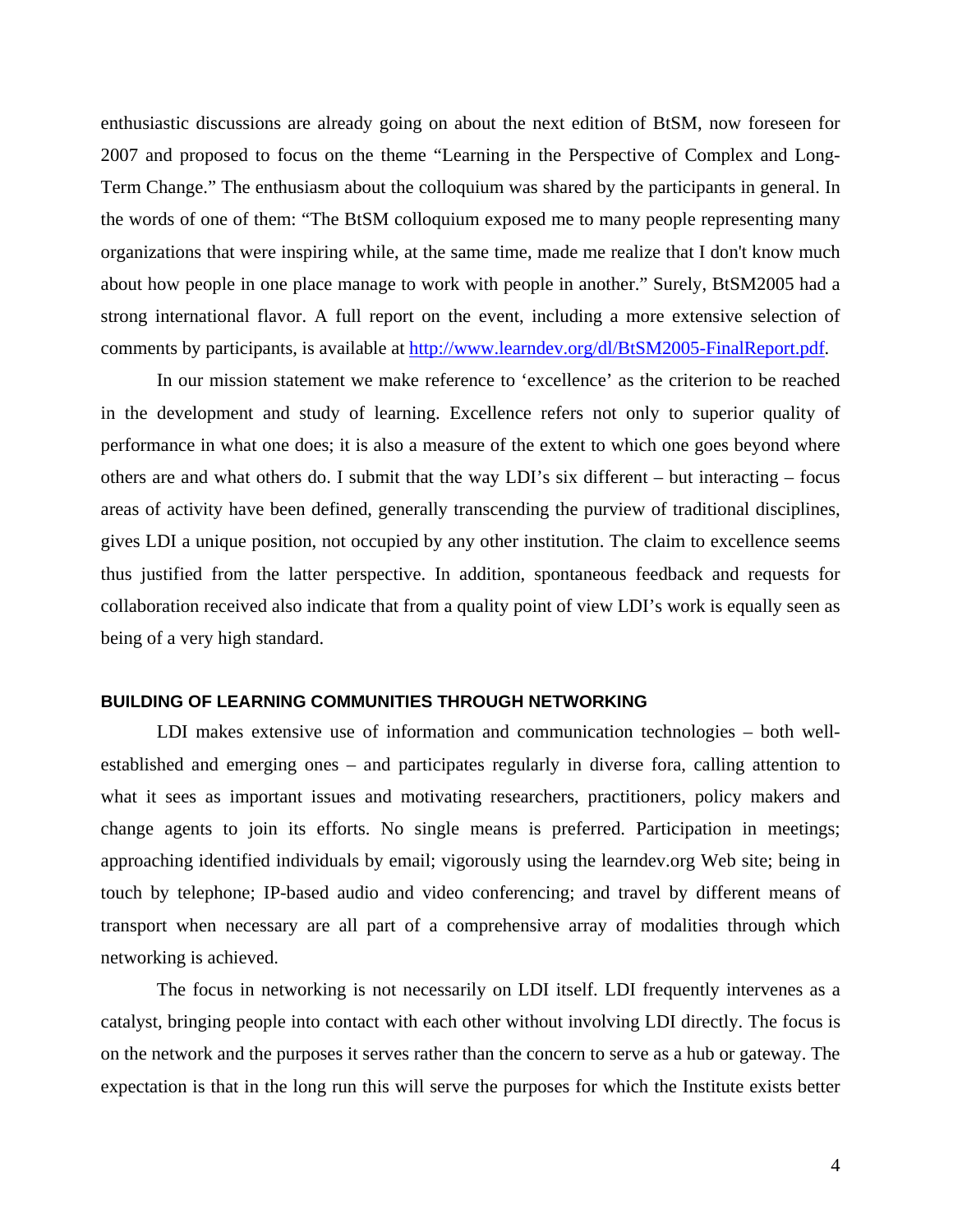enthusiastic discussions are already going on about the next edition of BtSM, now foreseen for 2007 and proposed to focus on the theme "Learning in the Perspective of Complex and Long-Term Change." The enthusiasm about the colloquium was shared by the participants in general. In the words of one of them: "The BtSM colloquium exposed me to many people representing many organizations that were inspiring while, at the same time, made me realize that I don't know much about how people in one place manage to work with people in another." Surely, BtSM2005 had a strong international flavor. A full report on the event, including a more extensive selection of comments by participants, is available at http://www.learndev.org/dl/BtSM2005-FinalReport.pdf.

In our mission statement we make reference to 'excellence' as the criterion to be reached in the development and study of learning. Excellence refers not only to superior quality of performance in what one does; it is also a measure of the extent to which one goes beyond where others are and what others do. I submit that the way LDI's six different – but interacting – focus areas of activity have been defined, generally transcending the purview of traditional disciplines, gives LDI a unique position, not occupied by any other institution. The claim to excellence seems thus justified from the latter perspective. In addition, spontaneous feedback and requests for collaboration received also indicate that from a quality point of view LDI's work is equally seen as being of a very high standard.

## BUILDING OF LEARNING COMMUNITIES THROUGH NETWORKING

LDI makes extensive use of information and communication technologies – both well-established and emerging ones – and participates regularly in diverse fora, calling attention to what it sees as important issues and motivating researchers, practitioners, policy makers and change agents to join its efforts. No single means is preferred. Participation in meetings; approaching identified individuals by email; vigorously using the learndev.org Web site; being in touch by telephone; IP-based audio and video conferencing; and travel by different means of transport when necessary are all part of a comprehensive array of modalities through which networking is achieved.

The focus in networking is not necessarily on LDI itself. LDI frequently intervenes as a catalyst, bringing people into contact with each other without involving LDI directly. The focus is on the network and the purposes it serves rather than the concern to serve as a hub or gateway. The expectation is that in the long run this will serve the purposes for which the Institute exists better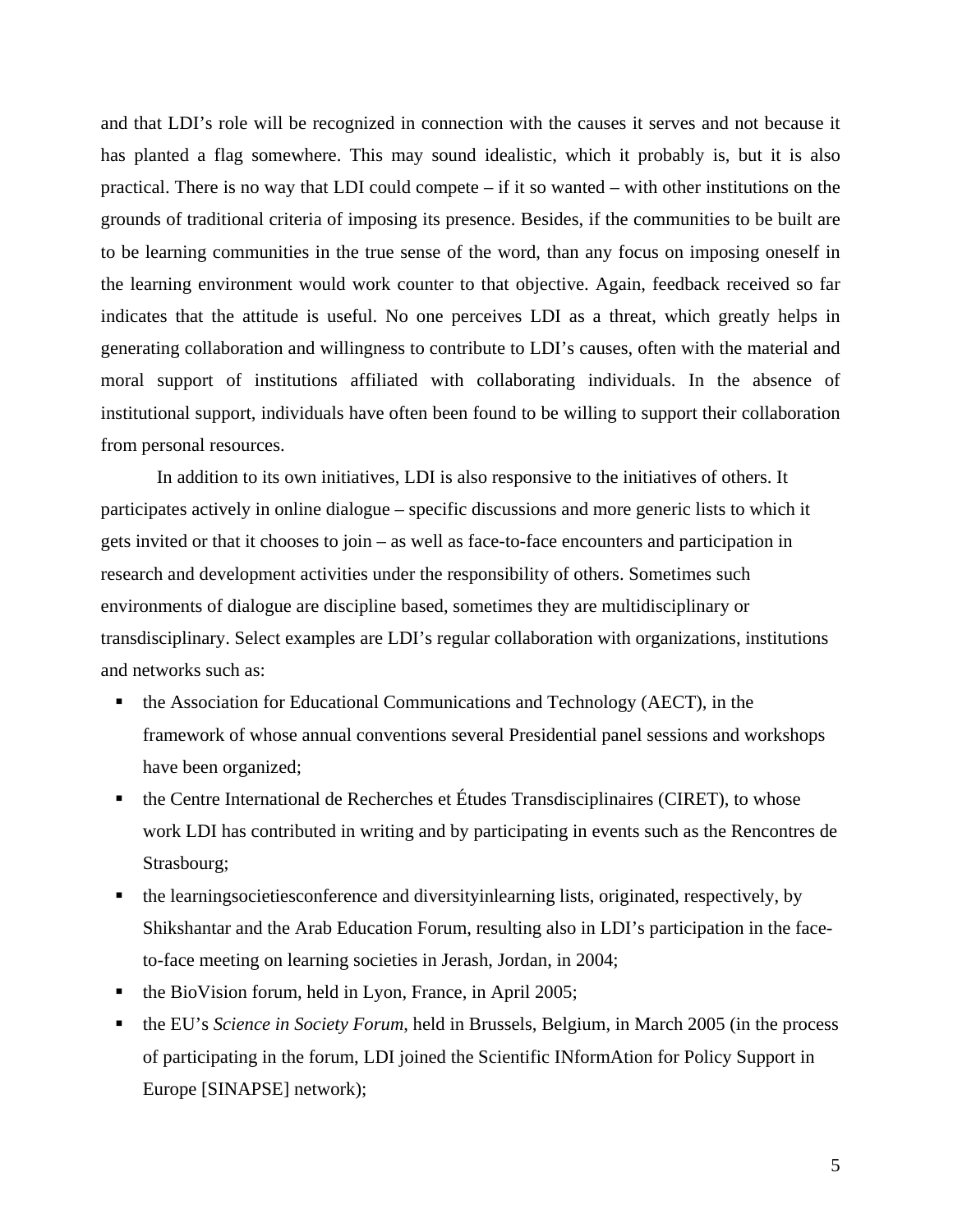and that LDI's role will be recognized in connection with the causes it serves and not because it has planted a flag somewhere. This may sound idealistic, which it probably is, but it is also practical. There is no way that LDI could compete – if it so wanted – with other institutions on the grounds of traditional criteria of imposing its presence. Besides, if the communities to be built are to be learning communities in the true sense of the word, than any focus on imposing oneself in the learning environment would work counter to that objective. Again, feedback received so far indicates that the attitude is useful. No one perceives LDI as a threat, which greatly helps in generating collaboration and willingness to contribute to LDI's causes, often with the material and moral support of institutions affiliated with collaborating individuals. In the absence of institutional support, individuals have often been found to be willing to support their collaboration from personal resources.

In addition to its own initiatives, LDI is also responsive to the initiatives of others. It participates actively in online dialogue – specific discussions and more generic lists to which it gets invited or that it chooses to join – as well as face-to-face encounters and participation in research and development activities under the responsibility of others. Sometimes such environments of dialogue are discipline based, sometimes they are multidisciplinary or transdisciplinary. Select examples are LDI's regular collaboration with organizations, institutions and networks such as:

- the Association for Educational Communications and Technology (AECT), in the framework of whose annual conventions several Presidential panel sessions and workshops have been organized;
- the Centre International de Recherches et Études Transdisciplinaires (CIRET), to whose work LDI has contributed in writing and by participating in events such as the Rencontres de Strasbourg;
- the learningsocietiesconference and diversityinlearning lists, originated, respectively, by Shikshantar and the Arab Education Forum, resulting also in LDI's participation in the face-to-face meeting on learning societies in Jerash, Jordan, in 2004;
- the BioVision forum, held in Lyon, France, in April 2005;
- the EU's *Science in Society Forum*, held in Brussels, Belgium, in March 2005 (in the process of participating in the forum, LDI joined the Scientific INformAtion for Policy Support in Europe [SINAPSE] network);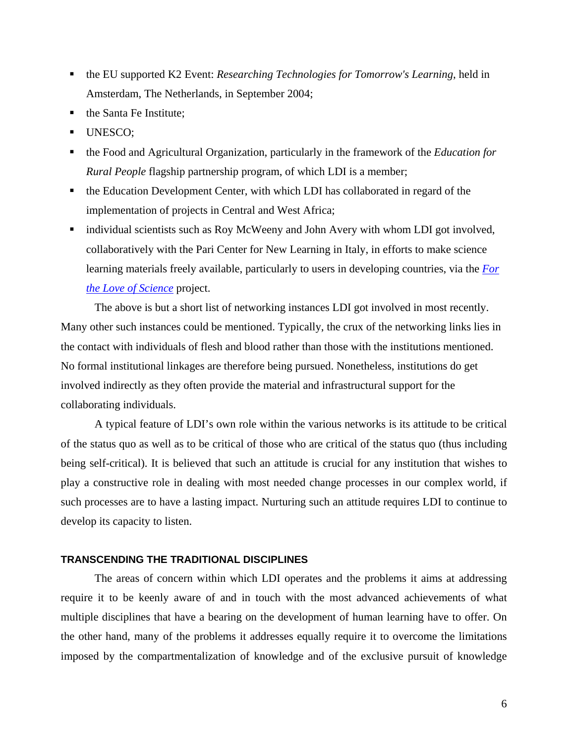- the EU supported K2 Event: *Researching Technologies for Tomorrow's Learning*, held in Amsterdam, The Netherlands, in September 2004;
- the Santa Fe Institute;
- UNESCO;
- the Food and Agricultural Organization, particularly in the framework of the *Education for Rural People* flagship partnership program, of which LDI is a member;
- the Education Development Center, with which LDI has collaborated in regard of the implementation of projects in Central and West Africa;
- individual scientists such as Roy McWeeny and John Avery with whom LDI got involved, collaboratively with the Pari Center for New Learning in Italy, in efforts to make science learning materials freely available, particularly to users in developing countries, via the *For the Love of Science* project.

The above is but a short list of networking instances LDI got involved in most recently. Many other such instances could be mentioned. Typically, the crux of the networking links lies in the contact with individuals of flesh and blood rather than those with the institutions mentioned. No formal institutional linkages are therefore being pursued. Nonetheless, institutions do get involved indirectly as they often provide the material and infrastructural support for the collaborating individuals.

A typical feature of LDI's own role within the various networks is its attitude to be critical of the status quo as well as to be critical of those who are critical of the status quo (thus including being self-critical). It is believed that such an attitude is crucial for any institution that wishes to play a constructive role in dealing with most needed change processes in our complex world, if such processes are to have a lasting impact. Nurturing such an attitude requires LDI to continue to develop its capacity to listen.

## TRANSCENDING THE TRADITIONAL DISCIPLINES

The areas of concern within which LDI operates and the problems it aims at addressing require it to be keenly aware of and in touch with the most advanced achievements of what multiple disciplines that have a bearing on the development of human learning have to offer. On the other hand, many of the problems it addresses equally require it to overcome the limitations imposed by the compartmentalization of knowledge and of the exclusive pursuit of knowledge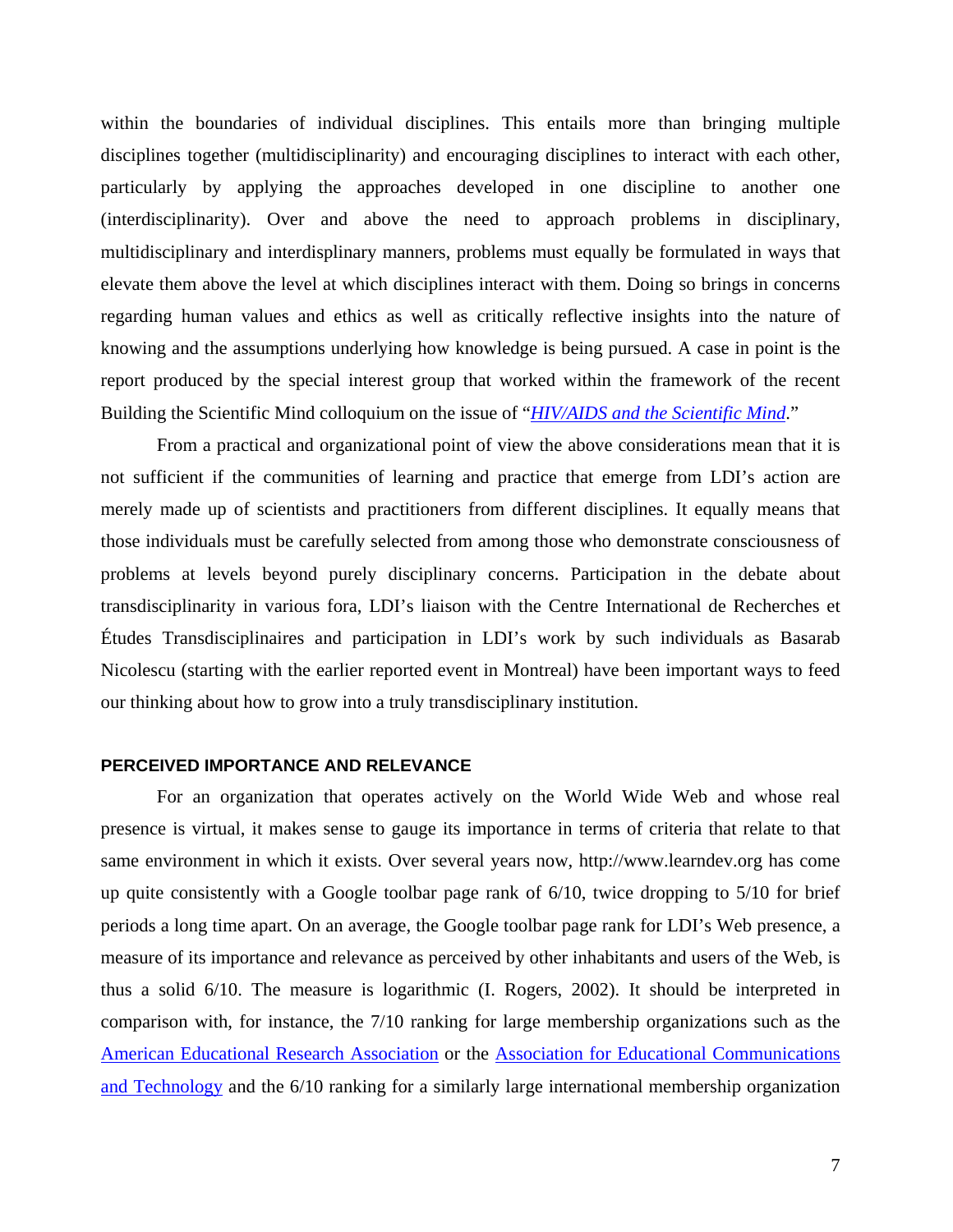within the boundaries of individual disciplines. This entails more than bringing multiple disciplines together (multidisciplinarity) and encouraging disciplines to interact with each other, particularly by applying the approaches developed in one discipline to another one (interdisciplinarity). Over and above the need to approach problems in disciplinary, multidisciplinary and interdisplinary manners, problems must equally be formulated in ways that elevate them above the level at which disciplines interact with them. Doing so brings in concerns regarding human values and ethics as well as critically reflective insights into the nature of knowing and the assumptions underlying how knowledge is being pursued. A case in point is the report produced by the special interest group that worked within the framework of the recent Building the Scientific Mind colloquium on the issue of "*HIV/AIDS and the Scientific Mind*."

From a practical and organizational point of view the above considerations mean that it is not sufficient if the communities of learning and practice that emerge from LDI's action are merely made up of scientists and practitioners from different disciplines. It equally means that those individuals must be carefully selected from among those who demonstrate consciousness of problems at levels beyond purely disciplinary concerns. Participation in the debate about transdisciplinarity in various fora, LDI's liaison with the Centre International de Recherches et Études Transdisciplinaires and participation in LDI's work by such individuals as Basarab Nicolescu (starting with the earlier reported event in Montreal) have been important ways to feed our thinking about how to grow into a truly transdisciplinary institution.

## PERCEIVED IMPORTANCE AND RELEVANCE

For an organization that operates actively on the World Wide Web and whose real presence is virtual, it makes sense to gauge its importance in terms of criteria that relate to that same environment in which it exists. Over several years now, http://www.learndev.org has come up quite consistently with a Google toolbar page rank of 6/10, twice dropping to 5/10 for brief periods a long time apart. On an average, the Google toolbar page rank for LDI's Web presence, a measure of its importance and relevance as perceived by other inhabitants and users of the Web, is thus a solid 6/10. The measure is logarithmic (I. Rogers, 2002). It should be interpreted in comparison with, for instance, the 7/10 ranking for large membership organizations such as the American Educational Research Association or the Association for Educational Communications and Technology and the 6/10 ranking for a similarly large international membership organization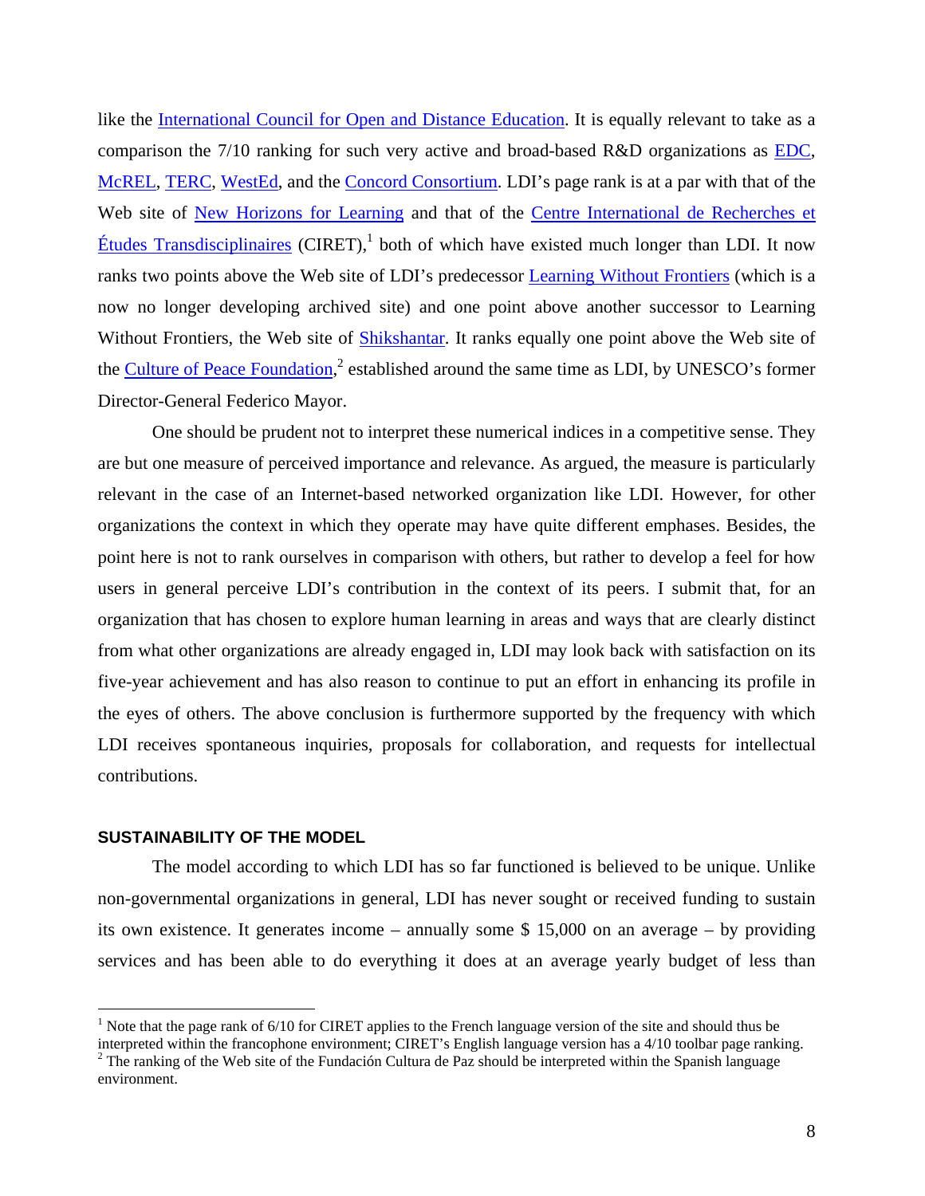like the International Council for Open and Distance Education. It is equally relevant to take as a comparison the 7/10 ranking for such very active and broad-based R&D organizations as EDC, McREL, TERC, WestEd, and the Concord Consortium. LDI's page rank is at a par with that of the Web site of New Horizons for Learning and that of the Centre International de Recherches et Études Transdisciplinaires (CIRET),[1] both of which have existed much longer than LDI. It now ranks two points above the Web site of LDI's predecessor Learning Without Frontiers (which is a now no longer developing archived site) and one point above another successor to Learning Without Frontiers, the Web site of Shikshantar. It ranks equally one point above the Web site of the Culture of Peace Foundation,[2] established around the same time as LDI, by UNESCO's former Director-General Federico Mayor.

One should be prudent not to interpret these numerical indices in a competitive sense. They are but one measure of perceived importance and relevance. As argued, the measure is particularly relevant in the case of an Internet-based networked organization like LDI. However, for other organizations the context in which they operate may have quite different emphases. Besides, the point here is not to rank ourselves in comparison with others, but rather to develop a feel for how users in general perceive LDI's contribution in the context of its peers. I submit that, for an organization that has chosen to explore human learning in areas and ways that are clearly distinct from what other organizations are already engaged in, LDI may look back with satisfaction on its five-year achievement and has also reason to continue to put an effort in enhancing its profile in the eyes of others. The above conclusion is furthermore supported by the frequency with which LDI receives spontaneous inquiries, proposals for collaboration, and requests for intellectual contributions.

## SUSTAINABILITY OF THE MODEL

The model according to which LDI has so far functioned is believed to be unique. Unlike non-governmental organizations in general, LDI has never sought or received funding to sustain its own existence. It generates income – annually some $ 15,000 on an average – by providing services and has been able to do everything it does at an average yearly budget of less than

---

[1] Note that the page rank of 6/10 for CIRET applies to the French language version of the site and should thus be interpreted within the francophone environment; CIRET's English language version has a 4/10 toolbar page ranking.

[2] The ranking of the Web site of the Fundación Cultura de Paz should be interpreted within the Spanish language environment.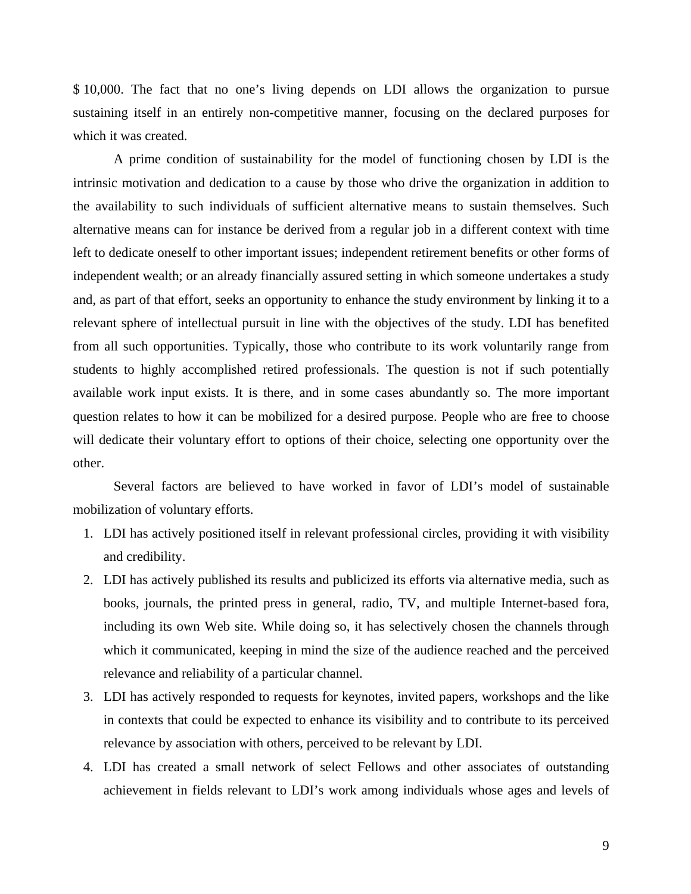$ 10,000. The fact that no one's living depends on LDI allows the organization to pursue sustaining itself in an entirely non-competitive manner, focusing on the declared purposes for which it was created.

A prime condition of sustainability for the model of functioning chosen by LDI is the intrinsic motivation and dedication to a cause by those who drive the organization in addition to the availability to such individuals of sufficient alternative means to sustain themselves. Such alternative means can for instance be derived from a regular job in a different context with time left to dedicate oneself to other important issues; independent retirement benefits or other forms of independent wealth; or an already financially assured setting in which someone undertakes a study and, as part of that effort, seeks an opportunity to enhance the study environment by linking it to a relevant sphere of intellectual pursuit in line with the objectives of the study. LDI has benefited from all such opportunities. Typically, those who contribute to its work voluntarily range from students to highly accomplished retired professionals. The question is not if such potentially available work input exists. It is there, and in some cases abundantly so. The more important question relates to how it can be mobilized for a desired purpose. People who are free to choose will dedicate their voluntary effort to options of their choice, selecting one opportunity over the other.

Several factors are believed to have worked in favor of LDI's model of sustainable mobilization of voluntary efforts.

1. LDI has actively positioned itself in relevant professional circles, providing it with visibility and credibility.
2. LDI has actively published its results and publicized its efforts via alternative media, such as books, journals, the printed press in general, radio, TV, and multiple Internet-based fora, including its own Web site. While doing so, it has selectively chosen the channels through which it communicated, keeping in mind the size of the audience reached and the perceived relevance and reliability of a particular channel.
3. LDI has actively responded to requests for keynotes, invited papers, workshops and the like in contexts that could be expected to enhance its visibility and to contribute to its perceived relevance by association with others, perceived to be relevant by LDI.
4. LDI has created a small network of select Fellows and other associates of outstanding achievement in fields relevant to LDI's work among individuals whose ages and levels of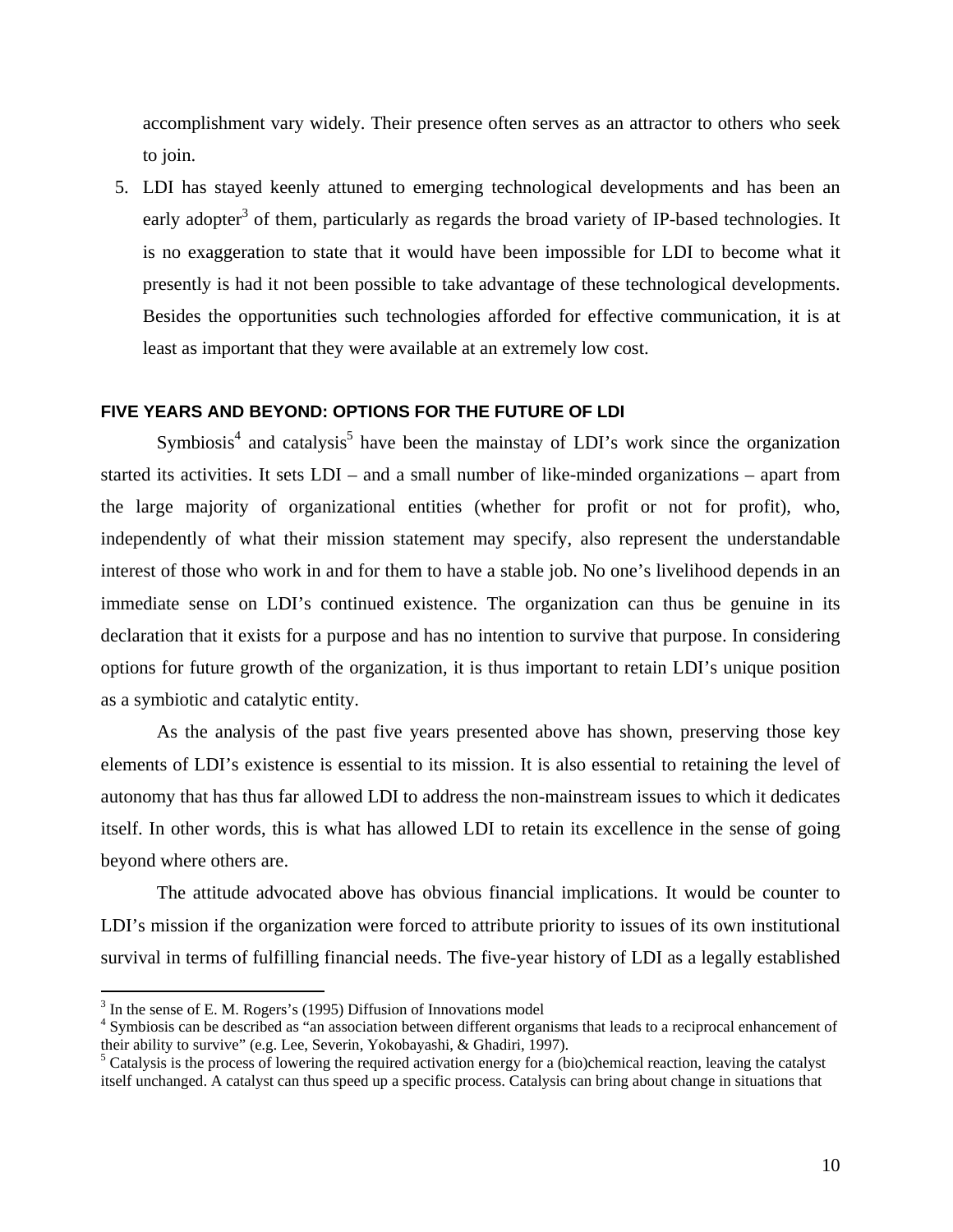accomplishment vary widely. Their presence often serves as an attractor to others who seek to join.

5. LDI has stayed keenly attuned to emerging technological developments and has been an early adopter[3] of them, particularly as regards the broad variety of IP-based technologies. It is no exaggeration to state that it would have been impossible for LDI to become what it presently is had it not been possible to take advantage of these technological developments. Besides the opportunities such technologies afforded for effective communication, it is at least as important that they were available at an extremely low cost.

## FIVE YEARS AND BEYOND: OPTIONS FOR THE FUTURE OF LDI

Symbiosis[4] and catalysis[5] have been the mainstay of LDI's work since the organization started its activities. It sets LDI – and a small number of like-minded organizations – apart from the large majority of organizational entities (whether for profit or not for profit), who, independently of what their mission statement may specify, also represent the understandable interest of those who work in and for them to have a stable job. No one's livelihood depends in an immediate sense on LDI's continued existence. The organization can thus be genuine in its declaration that it exists for a purpose and has no intention to survive that purpose. In considering options for future growth of the organization, it is thus important to retain LDI's unique position as a symbiotic and catalytic entity.

As the analysis of the past five years presented above has shown, preserving those key elements of LDI's existence is essential to its mission. It is also essential to retaining the level of autonomy that has thus far allowed LDI to address the non-mainstream issues to which it dedicates itself. In other words, this is what has allowed LDI to retain its excellence in the sense of going beyond where others are.

The attitude advocated above has obvious financial implications. It would be counter to LDI's mission if the organization were forced to attribute priority to issues of its own institutional survival in terms of fulfilling financial needs. The five-year history of LDI as a legally established

---

[3] In the sense of E. M. Rogers's (1995) Diffusion of Innovations model

[4] Symbiosis can be described as "an association between different organisms that leads to a reciprocal enhancement of their ability to survive" (e.g. Lee, Severin, Yokobayashi, & Ghadiri, 1997).

[5] Catalysis is the process of lowering the required activation energy for a (bio)chemical reaction, leaving the catalyst itself unchanged. A catalyst can thus speed up a specific process. Catalysis can bring about change in situations that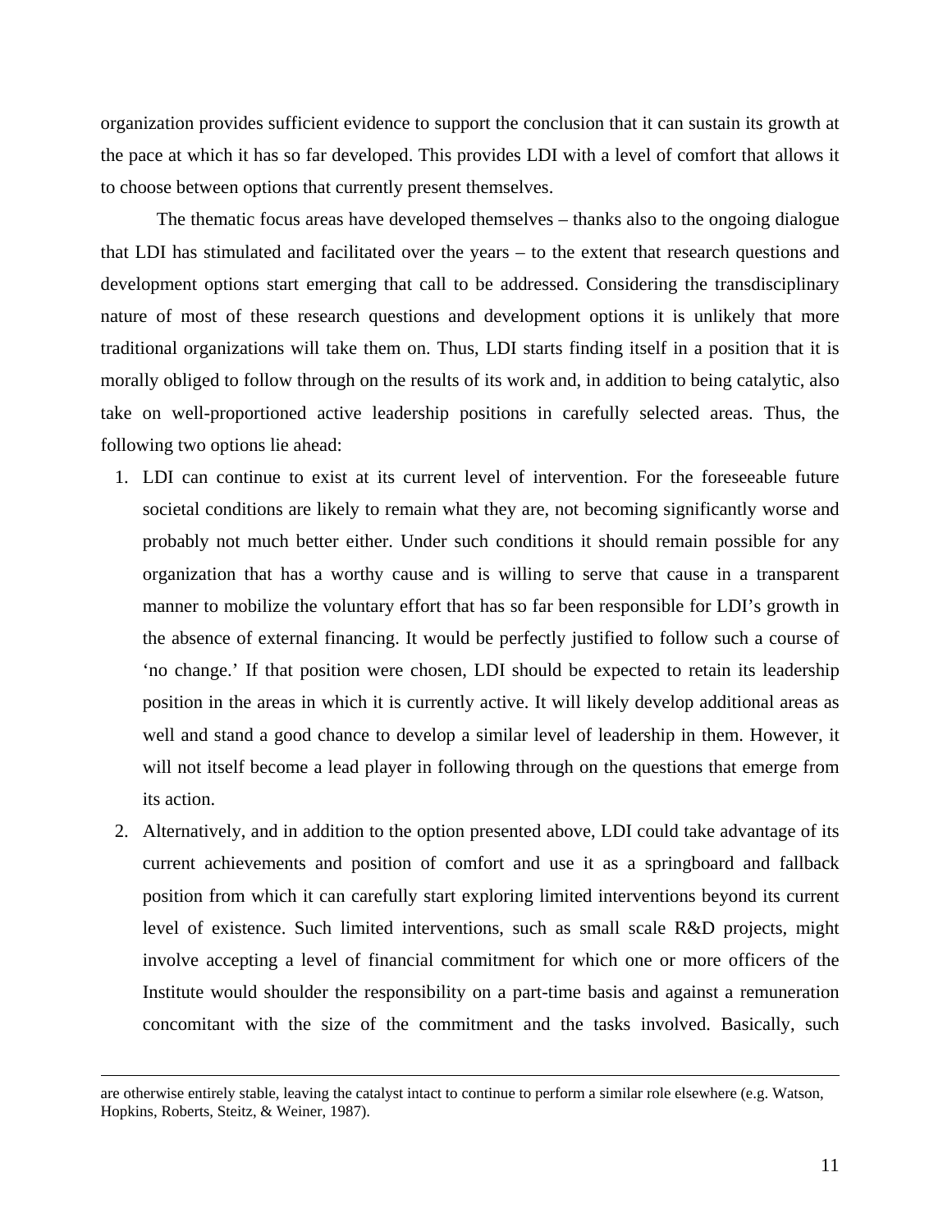organization provides sufficient evidence to support the conclusion that it can sustain its growth at the pace at which it has so far developed. This provides LDI with a level of comfort that allows it to choose between options that currently present themselves.

The thematic focus areas have developed themselves – thanks also to the ongoing dialogue that LDI has stimulated and facilitated over the years – to the extent that research questions and development options start emerging that call to be addressed. Considering the transdisciplinary nature of most of these research questions and development options it is unlikely that more traditional organizations will take them on. Thus, LDI starts finding itself in a position that it is morally obliged to follow through on the results of its work and, in addition to being catalytic, also take on well-proportioned active leadership positions in carefully selected areas. Thus, the following two options lie ahead:

1. LDI can continue to exist at its current level of intervention. For the foreseeable future societal conditions are likely to remain what they are, not becoming significantly worse and probably not much better either. Under such conditions it should remain possible for any organization that has a worthy cause and is willing to serve that cause in a transparent manner to mobilize the voluntary effort that has so far been responsible for LDI's growth in the absence of external financing. It would be perfectly justified to follow such a course of 'no change.' If that position were chosen, LDI should be expected to retain its leadership position in the areas in which it is currently active. It will likely develop additional areas as well and stand a good chance to develop a similar level of leadership in them. However, it will not itself become a lead player in following through on the questions that emerge from its action.
2. Alternatively, and in addition to the option presented above, LDI could take advantage of its current achievements and position of comfort and use it as a springboard and fallback position from which it can carefully start exploring limited interventions beyond its current level of existence. Such limited interventions, such as small scale R&D projects, might involve accepting a level of financial commitment for which one or more officers of the Institute would shoulder the responsibility on a part-time basis and against a remuneration concomitant with the size of the commitment and the tasks involved. Basically, such

---

are otherwise entirely stable, leaving the catalyst intact to continue to perform a similar role elsewhere (e.g. Watson, Hopkins, Roberts, Steitz, & Weiner, 1987).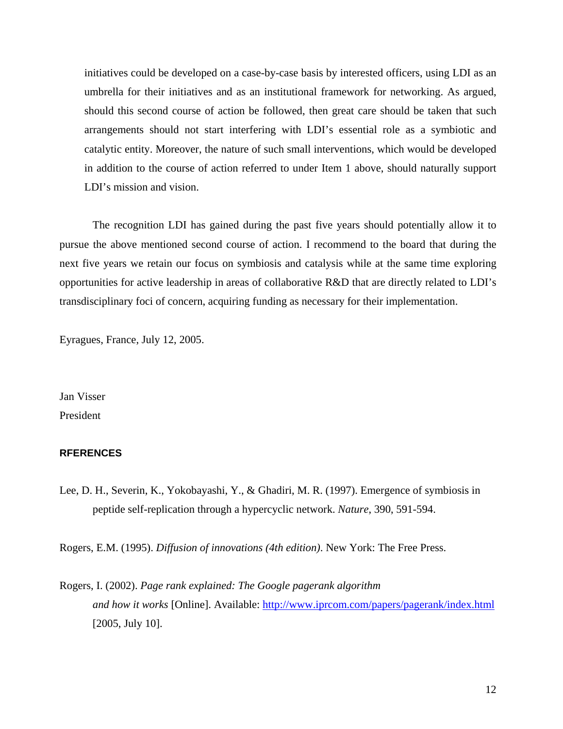initiatives could be developed on a case-by-case basis by interested officers, using LDI as an umbrella for their initiatives and as an institutional framework for networking. As argued, should this second course of action be followed, then great care should be taken that such arrangements should not start interfering with LDI's essential role as a symbiotic and catalytic entity. Moreover, the nature of such small interventions, which would be developed in addition to the course of action referred to under Item 1 above, should naturally support LDI's mission and vision.

The recognition LDI has gained during the past five years should potentially allow it to pursue the above mentioned second course of action. I recommend to the board that during the next five years we retain our focus on symbiosis and catalysis while at the same time exploring opportunities for active leadership in areas of collaborative R&D that are directly related to LDI's transdisciplinary foci of concern, acquiring funding as necessary for their implementation.

Eyragues, France, July 12, 2005.

Jan Visser

President

**RFERENCES**

Lee, D. H., Severin, K., Yokobayashi, Y., & Ghadiri, M. R. (1997). Emergence of symbiosis in peptide self-replication through a hypercyclic network. *Nature*, 390, 591-594.

Rogers, E.M. (1995). *Diffusion of innovations (4th edition)*. New York: The Free Press.

Rogers, I. (2002). *Page rank explained: The Google pagerank algorithm and how it works* [Online]. Available: http://www.iprcom.com/papers/pagerank/index.html [2005, July 10].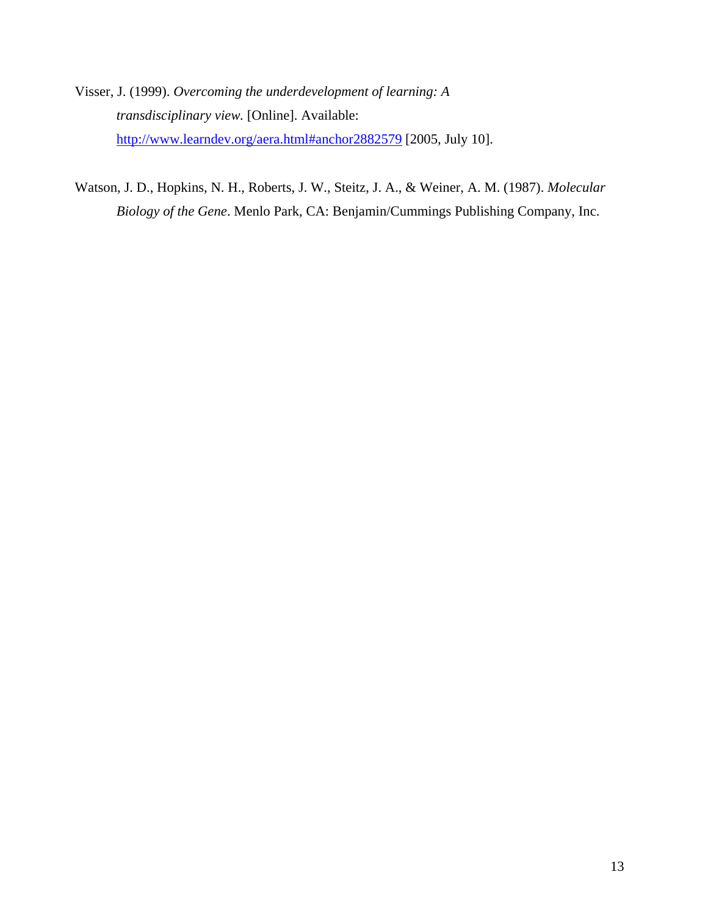Visser, J. (1999). *Overcoming the underdevelopment of learning: A transdisciplinary view.* [Online]. Available: http://www.learndev.org/aera.html#anchor2882579 [2005, July 10].

Watson, J. D., Hopkins, N. H., Roberts, J. W., Steitz, J. A., & Weiner, A. M. (1987). *Molecular Biology of the Gene*. Menlo Park, CA: Benjamin/Cummings Publishing Company, Inc.